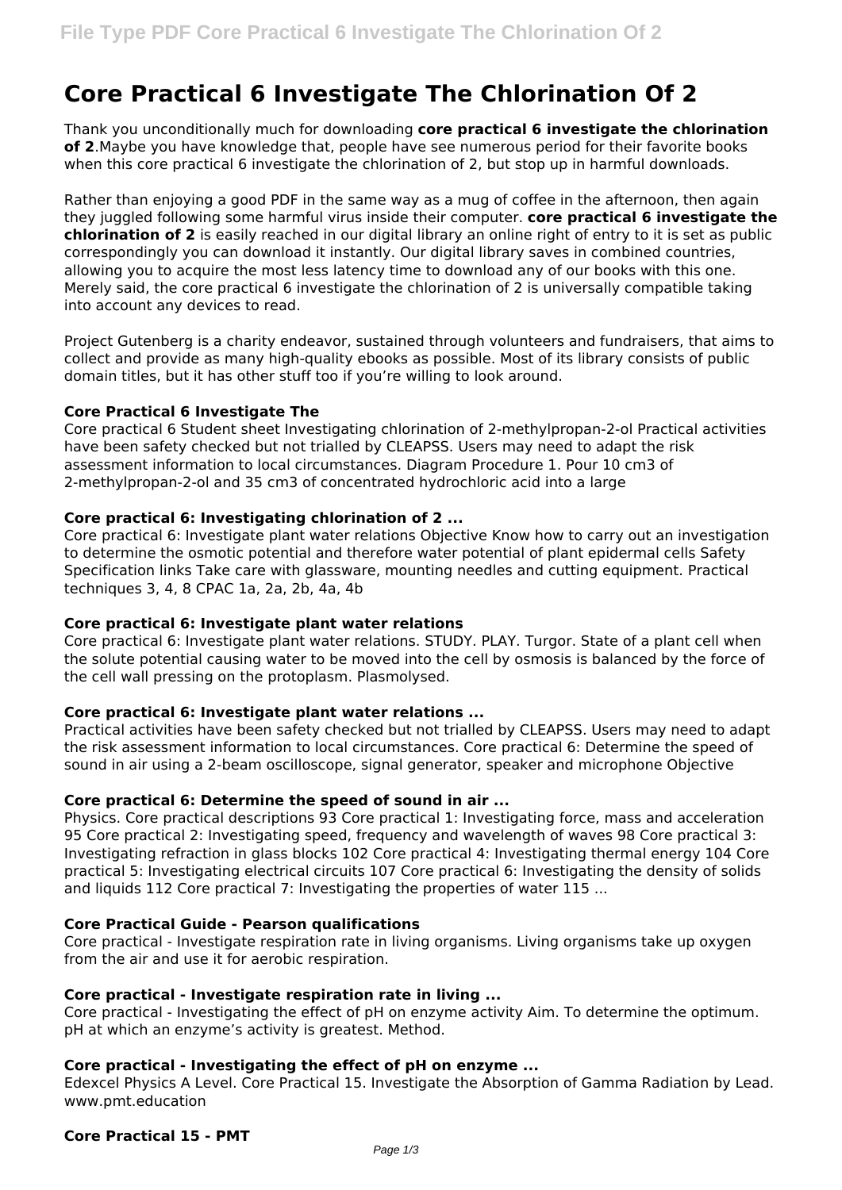# Core Practical 6 Investigate The Chlorination Of 2

Thank you unconditionally much for downloading **core practical 6 investigate the chlorination of 2**.Maybe you have knowledge that, people have see numerous period for their favorite books when this core practical 6 investigate the chlorination of 2, but stop up in harmful downloads.

Rather than enjoying a good PDF in the same way as a mug of coffee in the afternoon, then again they juggled following some harmful virus inside their computer. **core practical 6 investigate the chlorination of 2** is easily reached in our digital library an online right of entry to it is set as public correspondingly you can download it instantly. Our digital library saves in combined countries, allowing you to acquire the most less latency time to download any of our books with this one. Merely said, the core practical 6 investigate the chlorination of 2 is universally compatible taking into account any devices to read.

Project Gutenberg is a charity endeavor, sustained through volunteers and fundraisers, that aims to collect and provide as many high-quality ebooks as possible. Most of its library consists of public domain titles, but it has other stuff too if you're willing to look around.

#### Core Practical 6 Investigate The

Core practical 6 Student sheet Investigating chlorination of 2-methylpropan-2-ol Practical activities have been safety checked but not trialled by CLEAPSS. Users may need to adapt the risk assessment information to local circumstances. Diagram Procedure 1. Pour 10 $cm^3$ of 2-methylpropan-2-ol and 35 $cm^3$ of concentrated hydrochloric acid into a large

#### Core practical 6: Investigating chlorination of 2 ...

Core practical 6: Investigate plant water relations Objective Know how to carry out an investigation to determine the osmotic potential and therefore water potential of plant epidermal cells Safety Specification links Take care with glassware, mounting needles and cutting equipment. Practical techniques 3, 4, 8 CPAC 1a, 2a, 2b, 4a, 4b

#### Core practical 6: Investigate plant water relations

Core practical 6: Investigate plant water relations. STUDY. PLAY. Turgor. State of a plant cell when the solute potential causing water to be moved into the cell by osmosis is balanced by the force of the cell wall pressing on the protoplasm. Plasmolysed.

#### Core practical 6: Investigate plant water relations ...

Practical activities have been safety checked but not trialled by CLEAPSS. Users may need to adapt the risk assessment information to local circumstances. Core practical 6: Determine the speed of sound in air using a 2-beam oscilloscope, signal generator, speaker and microphone Objective

#### Core practical 6: Determine the speed of sound in air ...

Physics. Core practical descriptions 93 Core practical 1: Investigating force, mass and acceleration 95 Core practical 2: Investigating speed, frequency and wavelength of waves 98 Core practical 3: Investigating refraction in glass blocks 102 Core practical 4: Investigating thermal energy 104 Core practical 5: Investigating electrical circuits 107 Core practical 6: Investigating the density of solids and liquids 112 Core practical 7: Investigating the properties of water 115 ...

#### Core Practical Guide - Pearson qualifications

Core practical - Investigate respiration rate in living organisms. Living organisms take up oxygen from the air and use it for aerobic respiration.

#### Core practical - Investigate respiration rate in living ...

Core practical - Investigating the effect of pH on enzyme activity Aim. To determine the optimum. pH at which an enzyme's activity is greatest. Method.

#### Core practical - Investigating the effect of pH on enzyme ...

Edexcel Physics A Level. Core Practical 15. Investigate the Absorption of Gamma Radiation by Lead. www.pmt.education

#### Core Practical 15 - PMT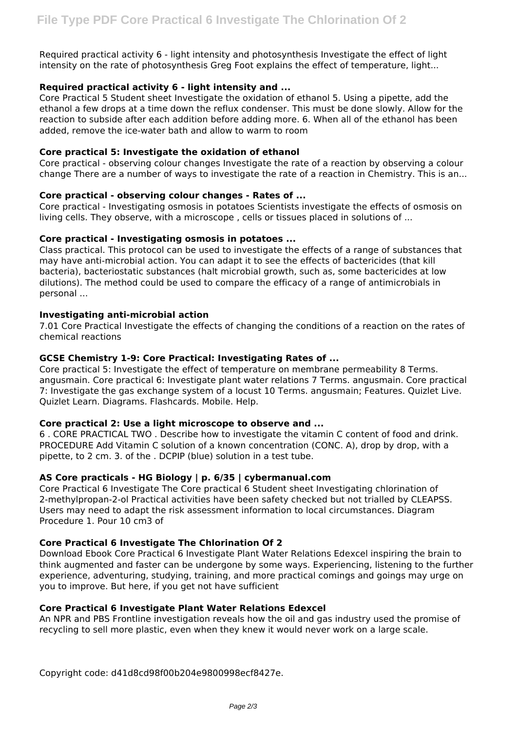Required practical activity 6 - light intensity and photosynthesis Investigate the effect of light intensity on the rate of photosynthesis Greg Foot explains the effect of temperature, light...

### Required practical activity 6 - light intensity and ...

Core Practical 5 Student sheet Investigate the oxidation of ethanol 5. Using a pipette, add the ethanol a few drops at a time down the reflux condenser. This must be done slowly. Allow for the reaction to subside after each addition before adding more. 6. When all of the ethanol has been added, remove the ice-water bath and allow to warm to room

### Core practical 5: Investigate the oxidation of ethanol

Core practical - observing colour changes Investigate the rate of a reaction by observing a colour change There are a number of ways to investigate the rate of a reaction in Chemistry. This is an...

### Core practical - observing colour changes - Rates of ...

Core practical - Investigating osmosis in potatoes Scientists investigate the effects of osmosis on living cells. They observe, with a microscope , cells or tissues placed in solutions of ...

### Core practical - Investigating osmosis in potatoes ...

Class practical. This protocol can be used to investigate the effects of a range of substances that may have anti-microbial action. You can adapt it to see the effects of bactericides (that kill bacteria), bacteriostatic substances (halt microbial growth, such as, some bactericides at low dilutions). The method could be used to compare the efficacy of a range of antimicrobials in personal ...

### Investigating anti-microbial action

7.01 Core Practical Investigate the effects of changing the conditions of a reaction on the rates of chemical reactions

### GCSE Chemistry 1-9: Core Practical: Investigating Rates of ...

Core practical 5: Investigate the effect of temperature on membrane permeability 8 Terms. angusmain. Core practical 6: Investigate plant water relations 7 Terms. angusmain. Core practical 7: Investigate the gas exchange system of a locust 10 Terms. angusmain; Features. Quizlet Live. Quizlet Learn. Diagrams. Flashcards. Mobile. Help.

### Core practical 2: Use a light microscope to observe and ...

6 . CORE PRACTICAL TWO . Describe how to investigate the vitamin C content of food and drink. PROCEDURE Add Vitamin C solution of a known concentration (CONC. A), drop by drop, with a pipette, to 2 cm. 3. of the . DCPIP (blue) solution in a test tube.

### AS Core practicals - HG Biology | p. 6/35 | cybermanual.com

Core Practical 6 Investigate The Core practical 6 Student sheet Investigating chlorination of 2-methylpropan-2-ol Practical activities have been safety checked but not trialled by CLEAPSS. Users may need to adapt the risk assessment information to local circumstances. Diagram Procedure 1. Pour 10 cm3 of

### Core Practical 6 Investigate The Chlorination Of 2

Download Ebook Core Practical 6 Investigate Plant Water Relations Edexcel inspiring the brain to think augmented and faster can be undergone by some ways. Experiencing, listening to the further experience, adventuring, studying, training, and more practical comings and goings may urge on you to improve. But here, if you get not have sufficient

### Core Practical 6 Investigate Plant Water Relations Edexcel

An NPR and PBS Frontline investigation reveals how the oil and gas industry used the promise of recycling to sell more plastic, even when they knew it would never work on a large scale.

Copyright code: d41d8cd98f00b204e9800998ecf8427e.